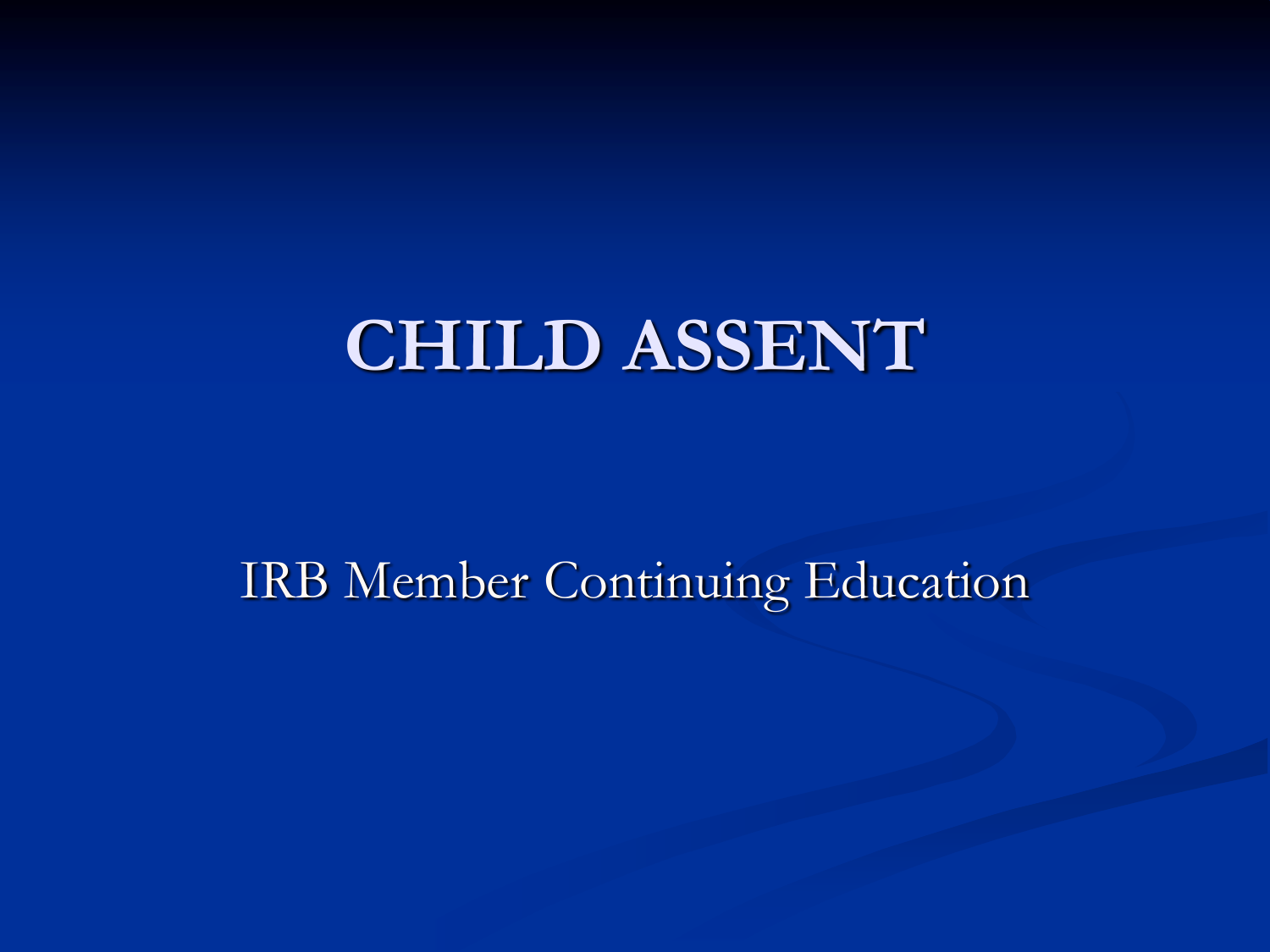# CHILD ASSENT

IRB Member Continuing Education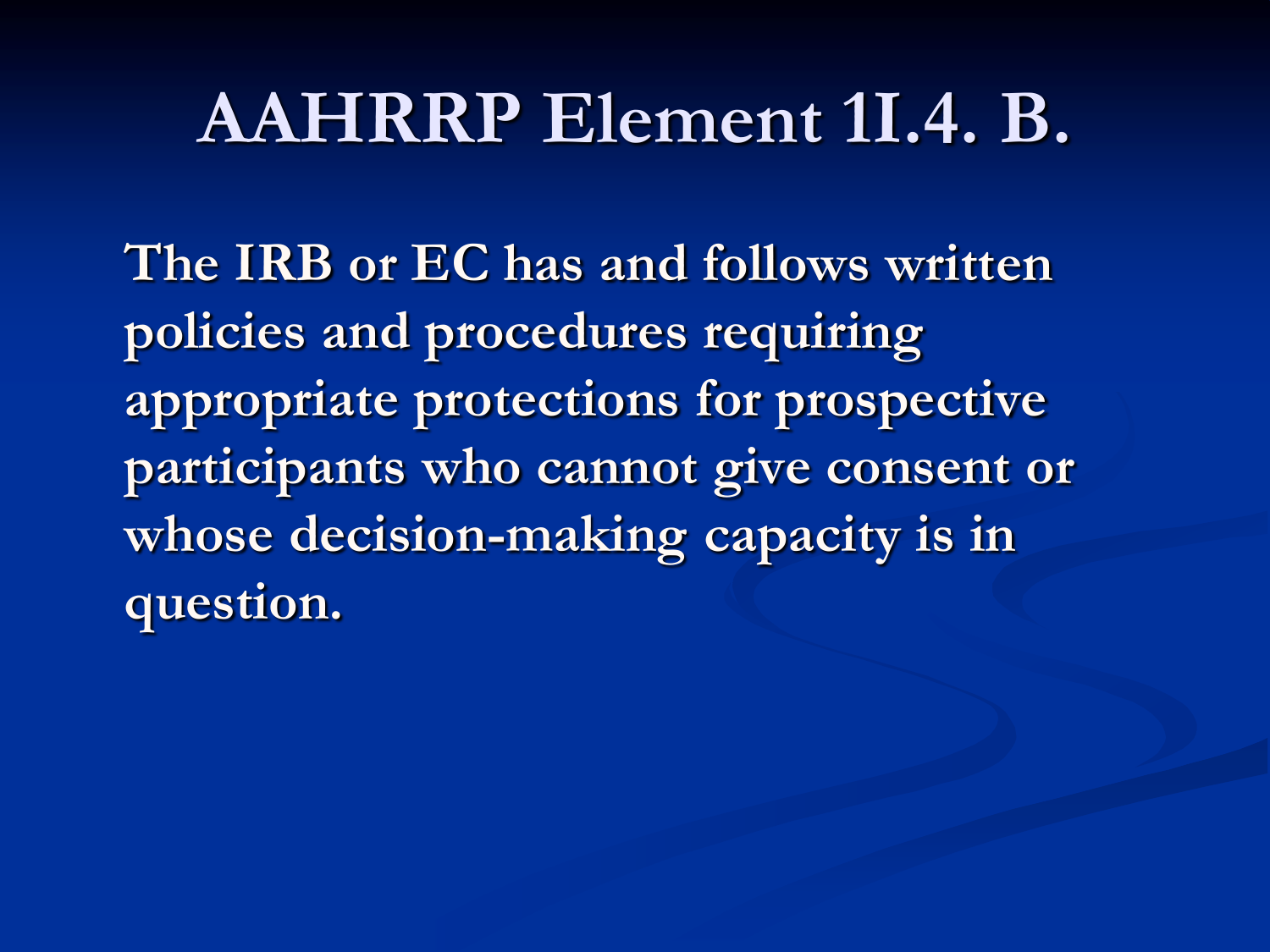# AAHRRP Element 1I.4. B.

**The IRB or EC has and follows written policies and procedures requiring appropriate protections for prospective participants who cannot give consent or whose decision-making capacity is in question.**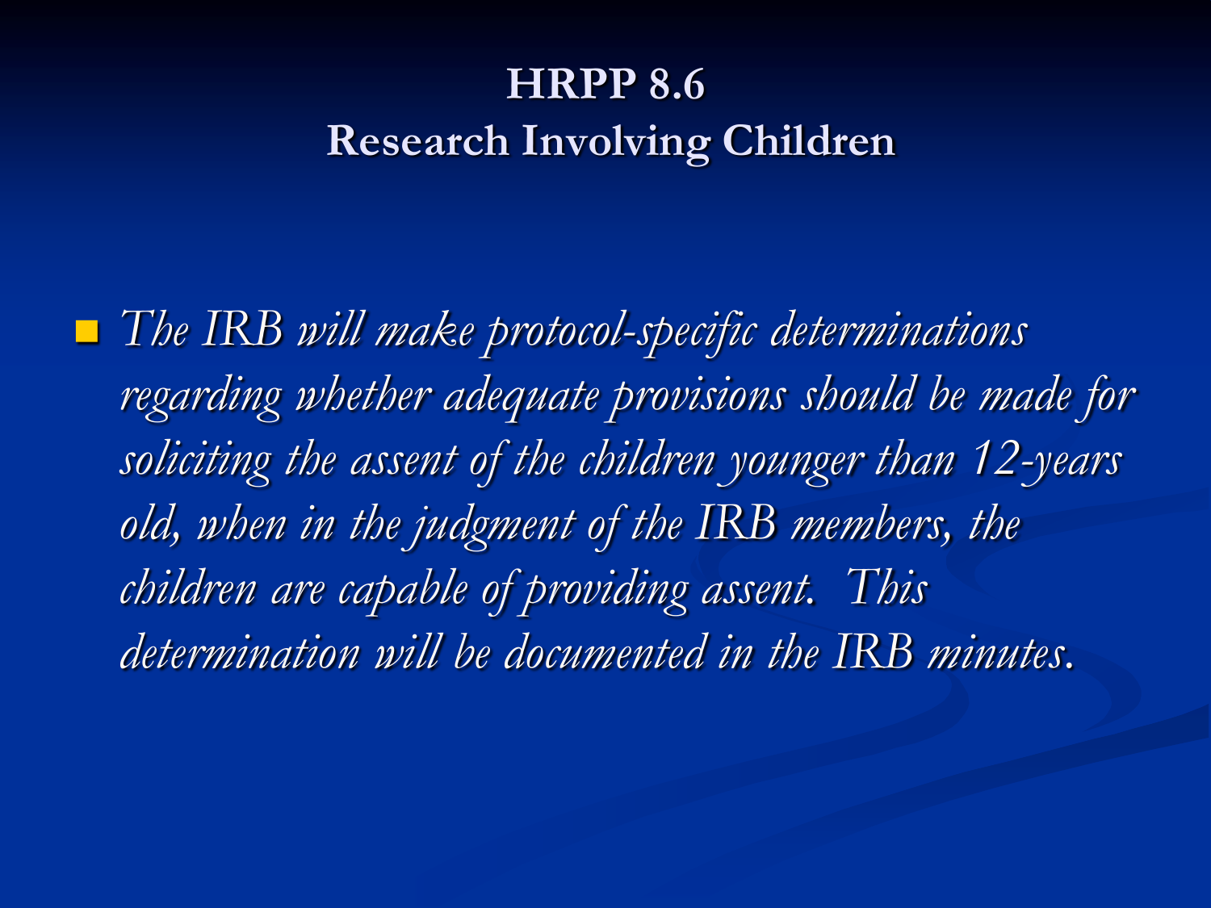# HRPP 8.6
# Research Involving Children

- *The IRB will make protocol-specific determinations regarding whether adequate provisions should be made for soliciting the assent of the children younger than 12-years old, when in the judgment of the IRB members, the children are capable of providing assent. This determination will be documented in the IRB minutes.*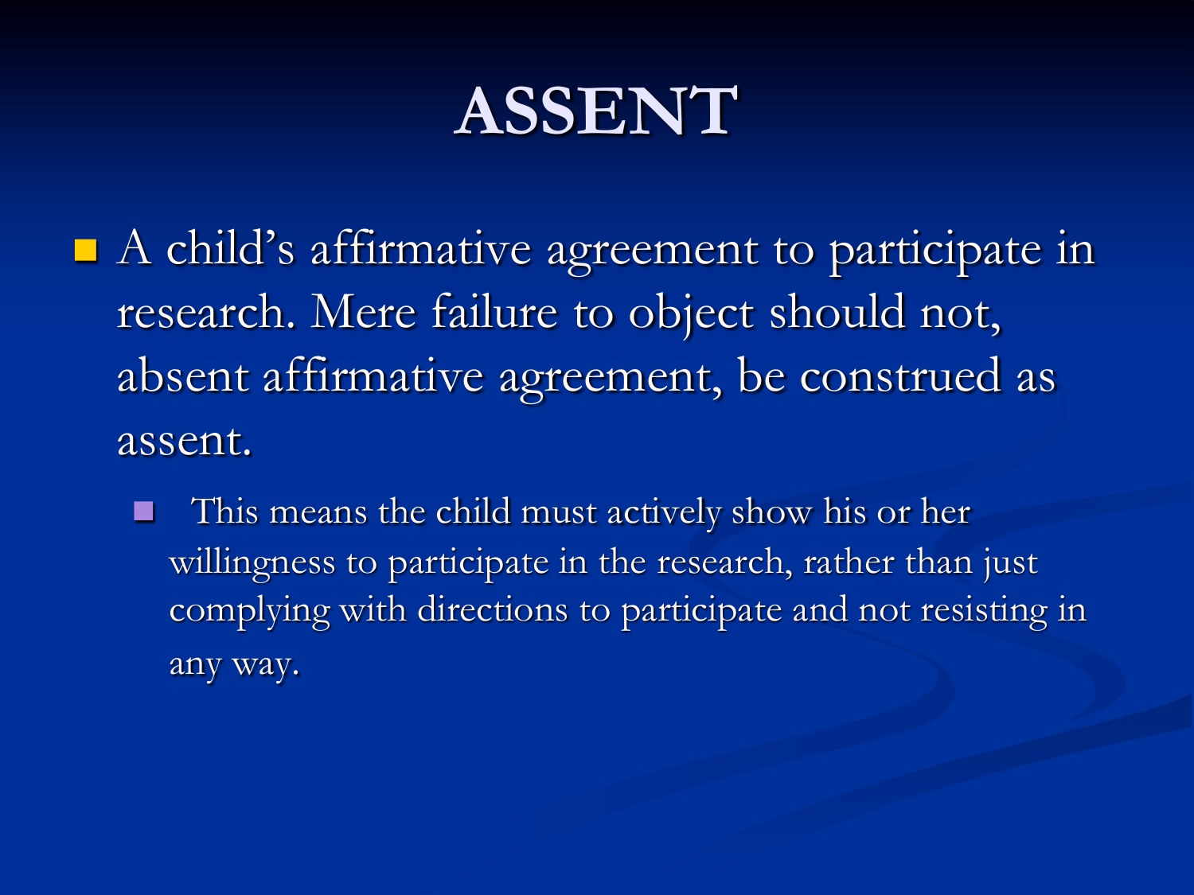# ASSENT

- A child's affirmative agreement to participate in research. Mere failure to object should not, absent affirmative agreement, be construed as assent.
  - This means the child must actively show his or her willingness to participate in the research, rather than just complying with directions to participate and not resisting in any way.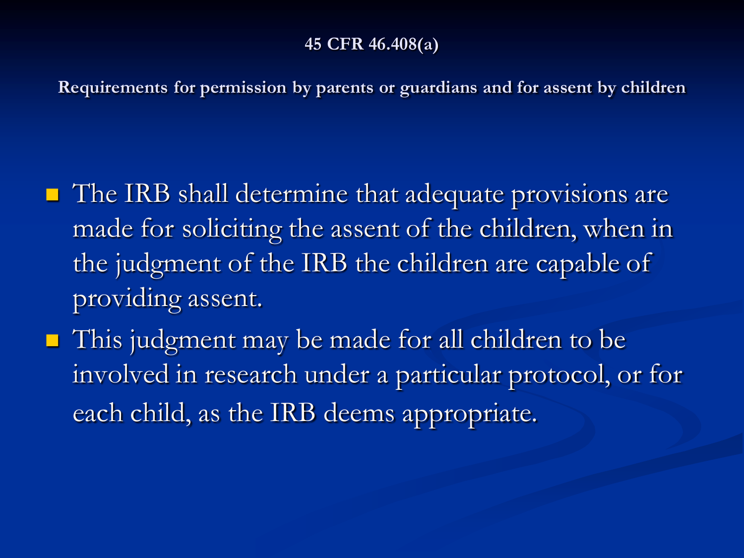## 45 CFR 46.408(a)

### Requirements for permission by parents or guardians and for assent by children

- The IRB shall determine that adequate provisions are made for soliciting the assent of the children, when in the judgment of the IRB the children are capable of providing assent.
- This judgment may be made for all children to be involved in research under a particular protocol, or for each child, as the IRB deems appropriate.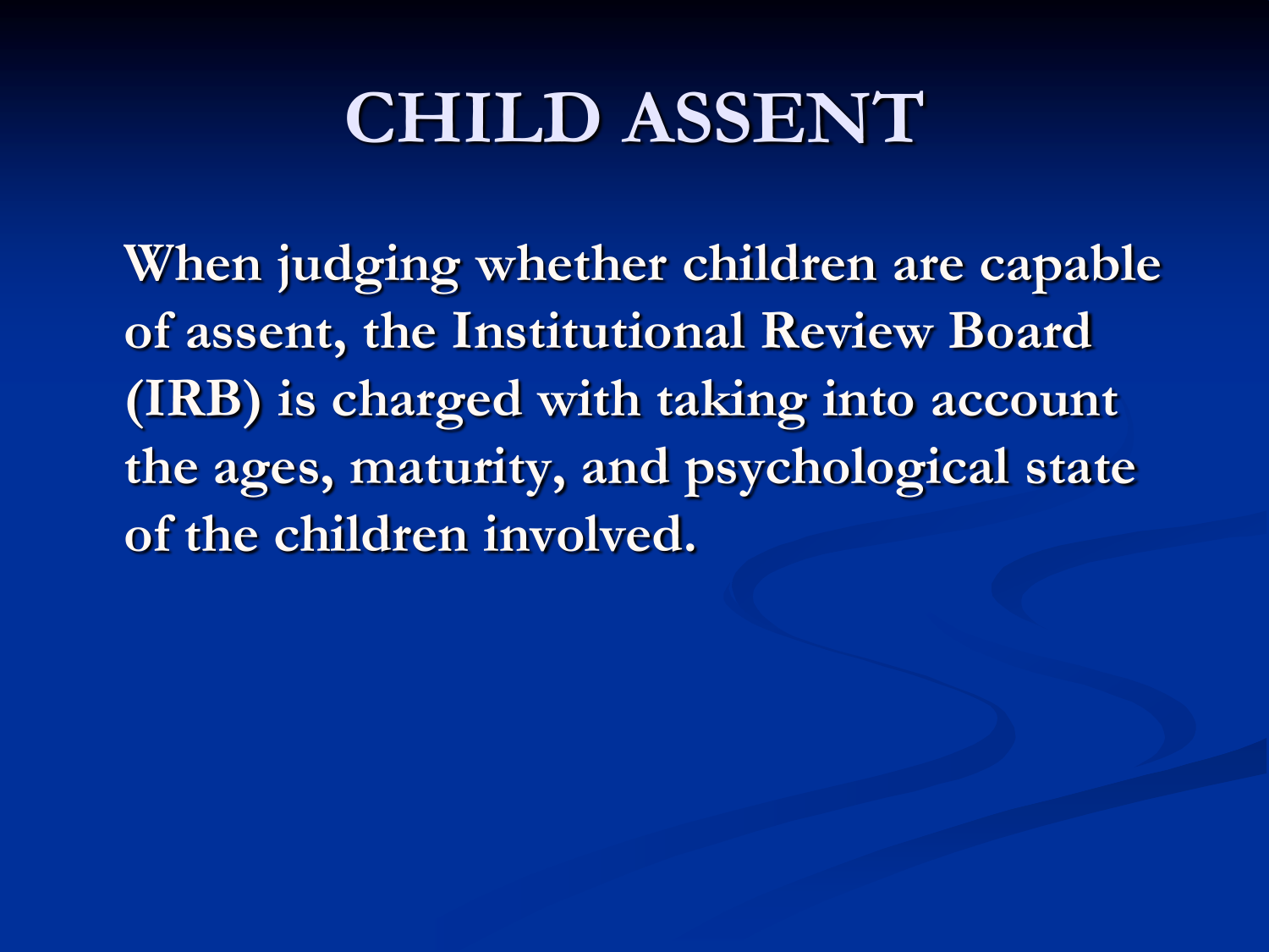# CHILD ASSENT

**When judging whether children are capable of assent, the Institutional Review Board (IRB) is charged with taking into account the ages, maturity, and psychological state of the children involved.**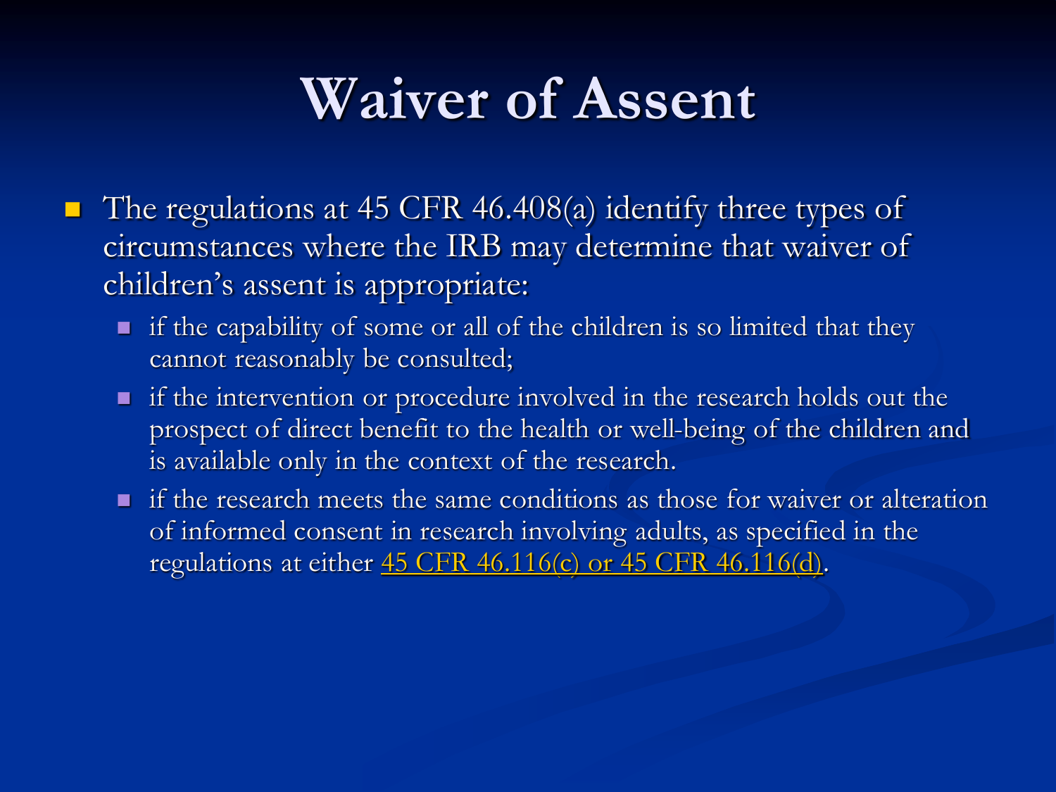# Waiver of Assent

- The regulations at 45 CFR 46.408(a) identify three types of circumstances where the IRB may determine that waiver of children's assent is appropriate:
  - if the capability of some or all of the children is so limited that they cannot reasonably be consulted;
  - if the intervention or procedure involved in the research holds out the prospect of direct benefit to the health or well-being of the children and is available only in the context of the research.
  - if the research meets the same conditions as those for waiver or alteration of informed consent in research involving adults, as specified in the regulations at either 45 CFR 46.116(c) or 45 CFR 46.116(d).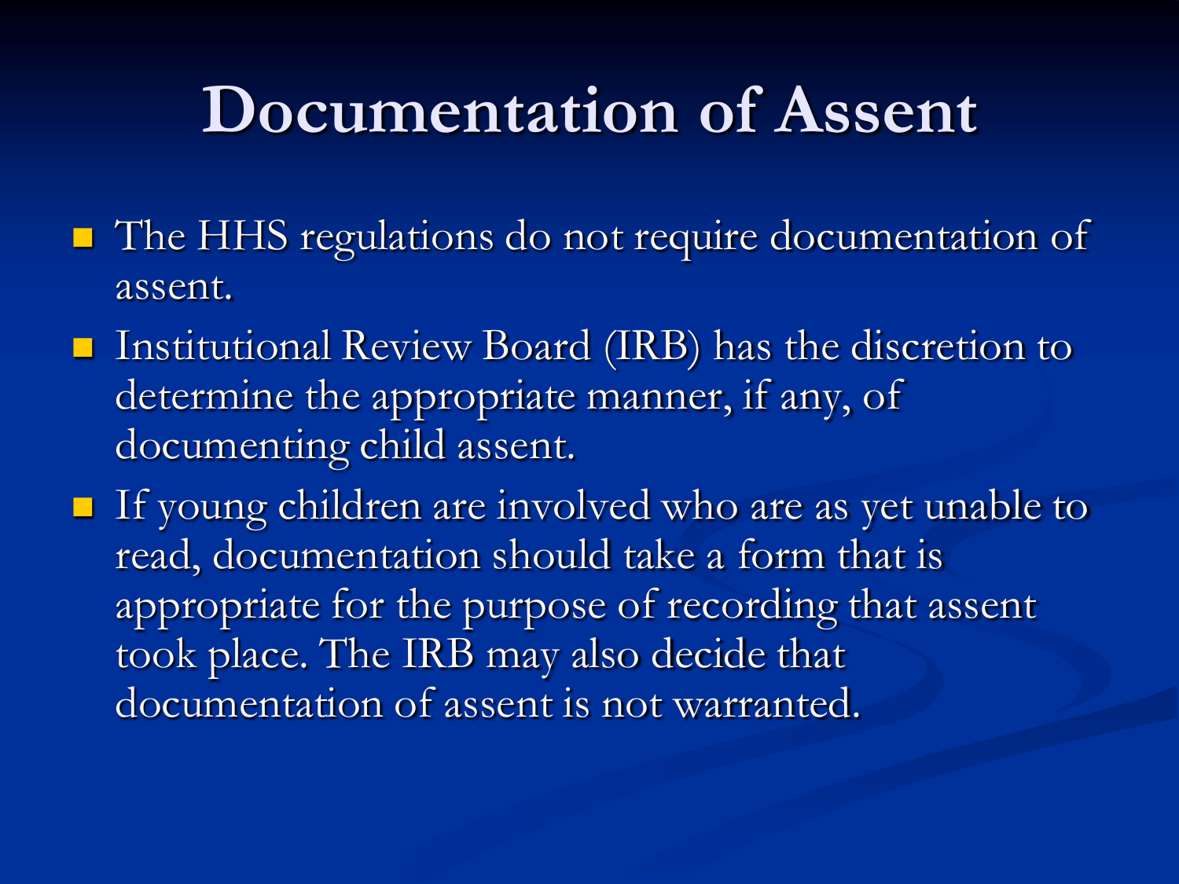# Documentation of Assent

- The HHS regulations do not require documentation of assent.
- Institutional Review Board (IRB) has the discretion to determine the appropriate manner, if any, of documenting child assent.
- If young children are involved who are as yet unable to read, documentation should take a form that is appropriate for the purpose of recording that assent took place. The IRB may also decide that documentation of assent is not warranted.